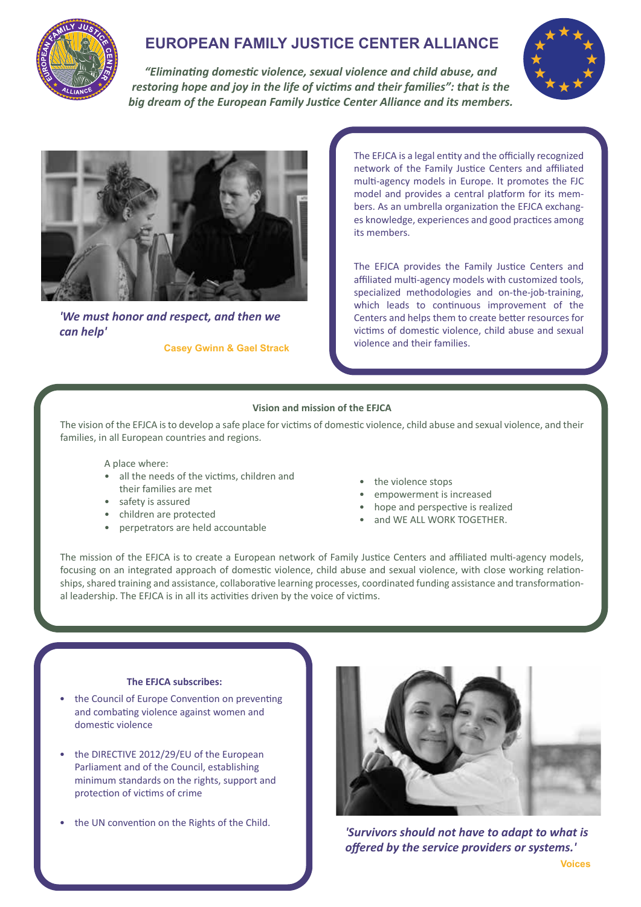# EUROPEAN FAMILY JUSTICE CENTER ALLIANCE

*"Eliminating domestic violence, sexual violence and child abuse, and restoring hope and joy in the life of victims and their families": that is the big dream of the European Family Justice Center Alliance and its members.*

*'We must honor and respect, and then we can help'*

**Casey Gwinn & Gael Strack**

The EFJCA is a legal entity and the officially recognized network of the Family Justice Centers and affiliated multi-agency models in Europe. It promotes the FJC model and provides a central platform for its members. As an umbrella organization the EFJCA exchanges knowledge, experiences and good practices among its members.

The EFJCA provides the Family Justice Centers and affiliated multi-agency models with customized tools, specialized methodologies and on-the-job-training, which leads to continuous improvement of the Centers and helps them to create better resources for victims of domestic violence, child abuse and sexual violence and their families.

### Vision and mission of the EFJCA

The vision of the EFJCA is to develop a safe place for victims of domestic violence, child abuse and sexual violence, and their families, in all European countries and regions.

A place where:

- all the needs of the victims, children and their families are met
- safety is assured
- children are protected
- perpetrators are held accountable
- the violence stops
- empowerment is increased
- hope and perspective is realized
- and WE ALL WORK TOGETHER.

The mission of the EFJCA is to create a European network of Family Justice Centers and affiliated multi-agency models, focusing on an integrated approach of domestic violence, child abuse and sexual violence, with close working relationships, shared training and assistance, collaborative learning processes, coordinated funding assistance and transformational leadership. The EFJCA is in all its activities driven by the voice of victims.

### The EFJCA subscribes:

- the Council of Europe Convention on preventing and combating violence against women and domestic violence
- the DIRECTIVE 2012/29/EU of the European Parliament and of the Council, establishing minimum standards on the rights, support and protection of victims of crime
- the UN convention on the Rights of the Child.

*'Survivors should not have to adapt to what is offered by the service providers or systems.'*

**Voices**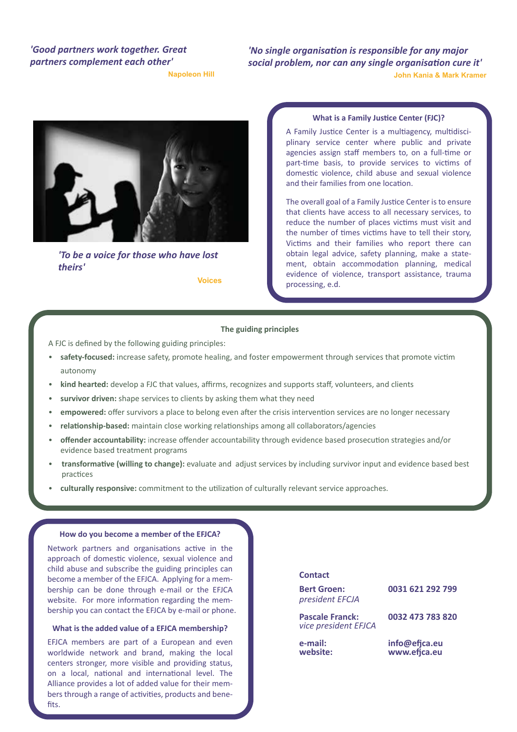*'Good partners work together. Great partners complement each other'*

**Napoleon Hill**

*'No single organisation is responsible for any major social problem, nor can any single organisation cure it'*

**John Kania & Mark Kramer**

*'To be a voice for those who have lost theirs'*

**Voices**

### What is a Family Justice Center (FJC)?

A Family Justice Center is a multiagency, multidisciplinary service center where public and private agencies assign staff members to, on a full-time or part-time basis, to provide services to victims of domestic violence, child abuse and sexual violence and their families from one location.

The overall goal of a Family Justice Center is to ensure that clients have access to all necessary services, to reduce the number of places victims must visit and the number of times victims have to tell their story, Victims and their families who report there can obtain legal advice, safety planning, make a statement, obtain accommodation planning, medical evidence of violence, transport assistance, trauma processing, e.d.

### The guiding principles

A FJC is defined by the following guiding principles:

- **safety-focused:** increase safety, promote healing, and foster empowerment through services that promote victim autonomy
- **kind hearted:** develop a FJC that values, affirms, recognizes and supports staff, volunteers, and clients
- **survivor driven:** shape services to clients by asking them what they need
- **empowered:** offer survivors a place to belong even after the crisis intervention services are no longer necessary
- **relationship-based:** maintain close working relationships among all collaborators/agencies
- **offender accountability:** increase offender accountability through evidence based prosecution strategies and/or evidence based treatment programs
- **transformative (willing to change):** evaluate and adjust services by including survivor input and evidence based best practices
- **culturally responsive:** commitment to the utilization of culturally relevant service approaches.

### How do you become a member of the EFJCA?

Network partners and organisations active in the approach of domestic violence, sexual violence and child abuse and subscribe the guiding principles can become a member of the EFJCA. Applying for a membership can be done through e-mail or the EFJCA website. For more information regarding the membership you can contact the EFJCA by e-mail or phone.

### What is the added value of a EFJCA membership?

EFJCA members are part of a European and even worldwide network and brand, making the local centers stronger, more visible and providing status, on a local, national and international level. The Alliance provides a lot of added value for their members through a range of activities, products and benefits.

### Contact

**Bert Groen:** *president EFCJA* — **0031 621 292 799**

**Pascale Franck:** *vice president EFJCA* — **0032 473 783 820**

**e-mail:** **info@efjca.eu**

**website:** **www.efjca.eu**